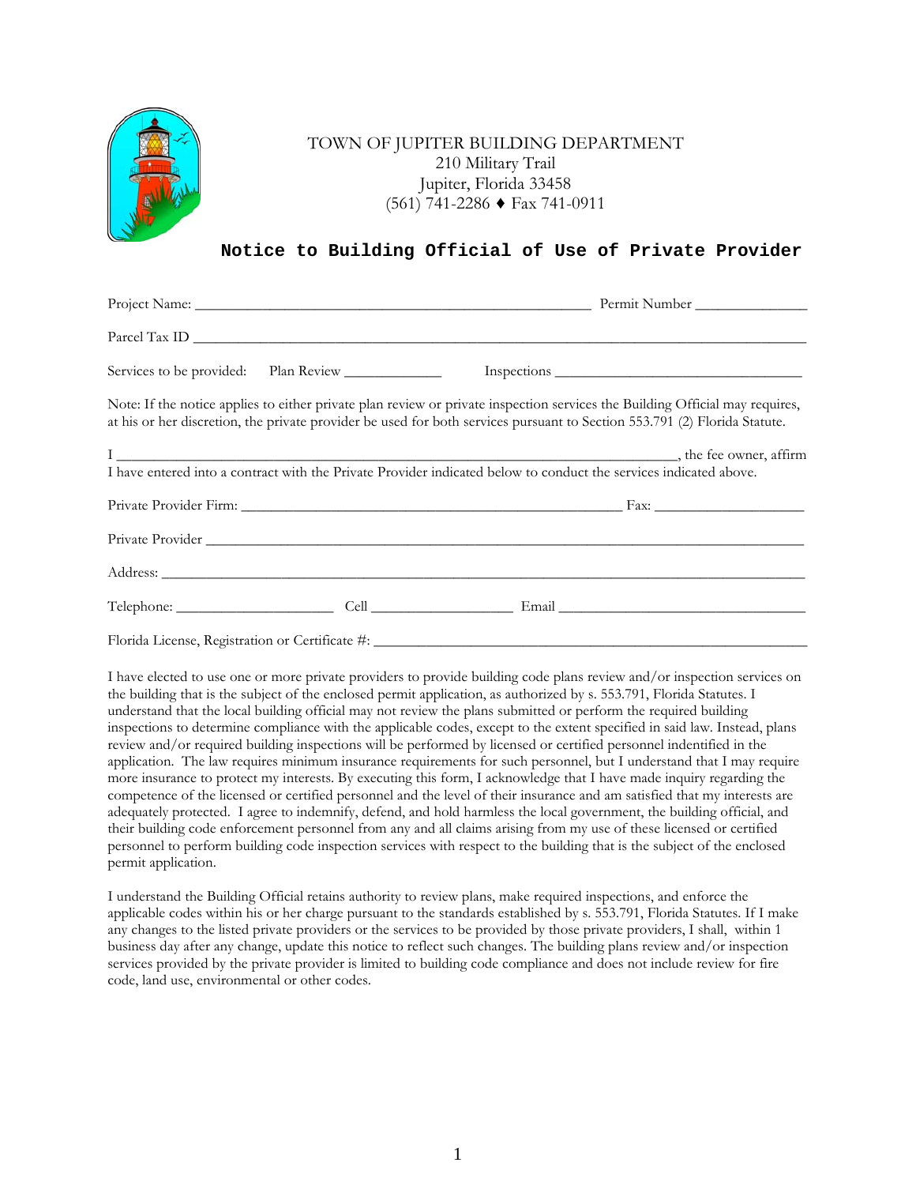TOWN OF JUPITER BUILDING DEPARTMENT
210 Military Trail
Jupiter, Florida 33458
(561) 741-2286 ♦ Fax 741-0911

# Notice to Building Official of Use of Private Provider

Project Name: ______________________________________________ Permit Number ______________

Parcel Tax ID ______________________________________________________________________________

Services to be provided: Plan Review ____________ Inspections ________________________________

Note: If the notice applies to either private plan review or private inspection services the Building Official may requires, at his or her discretion, the private provider be used for both services pursuant to Section 553.791 (2) Florida Statute.

I ________________________________________________________________________, the fee owner, affirm I have entered into a contract with the Private Provider indicated below to conduct the services indicated above.

Private Provider Firm: ____________________________________________ Fax: __________________

Private Provider ____________________________________________________________________________

Address: ________________________________________________________________________________

Telephone: ____________________ Cell __________________ Email ________________________________

Florida License, Registration or Certificate #: ________________________________________________

I have elected to use one or more private providers to provide building code plans review and/or inspection services on the building that is the subject of the enclosed permit application, as authorized by s. 553.791, Florida Statutes. I understand that the local building official may not review the plans submitted or perform the required building inspections to determine compliance with the applicable codes, except to the extent specified in said law. Instead, plans review and/or required building inspections will be performed by licensed or certified personnel indentified in the application. The law requires minimum insurance requirements for such personnel, but I understand that I may require more insurance to protect my interests. By executing this form, I acknowledge that I have made inquiry regarding the competence of the licensed or certified personnel and the level of their insurance and am satisfied that my interests are adequately protected. I agree to indemnify, defend, and hold harmless the local government, the building official, and their building code enforcement personnel from any and all claims arising from my use of these licensed or certified personnel to perform building code inspection services with respect to the building that is the subject of the enclosed permit application.

I understand the Building Official retains authority to review plans, make required inspections, and enforce the applicable codes within his or her charge pursuant to the standards established by s. 553.791, Florida Statutes. If I make any changes to the listed private providers or the services to be provided by those private providers, I shall, within 1 business day after any change, update this notice to reflect such changes. The building plans review and/or inspection services provided by the private provider is limited to building code compliance and does not include review for fire code, land use, environmental or other codes.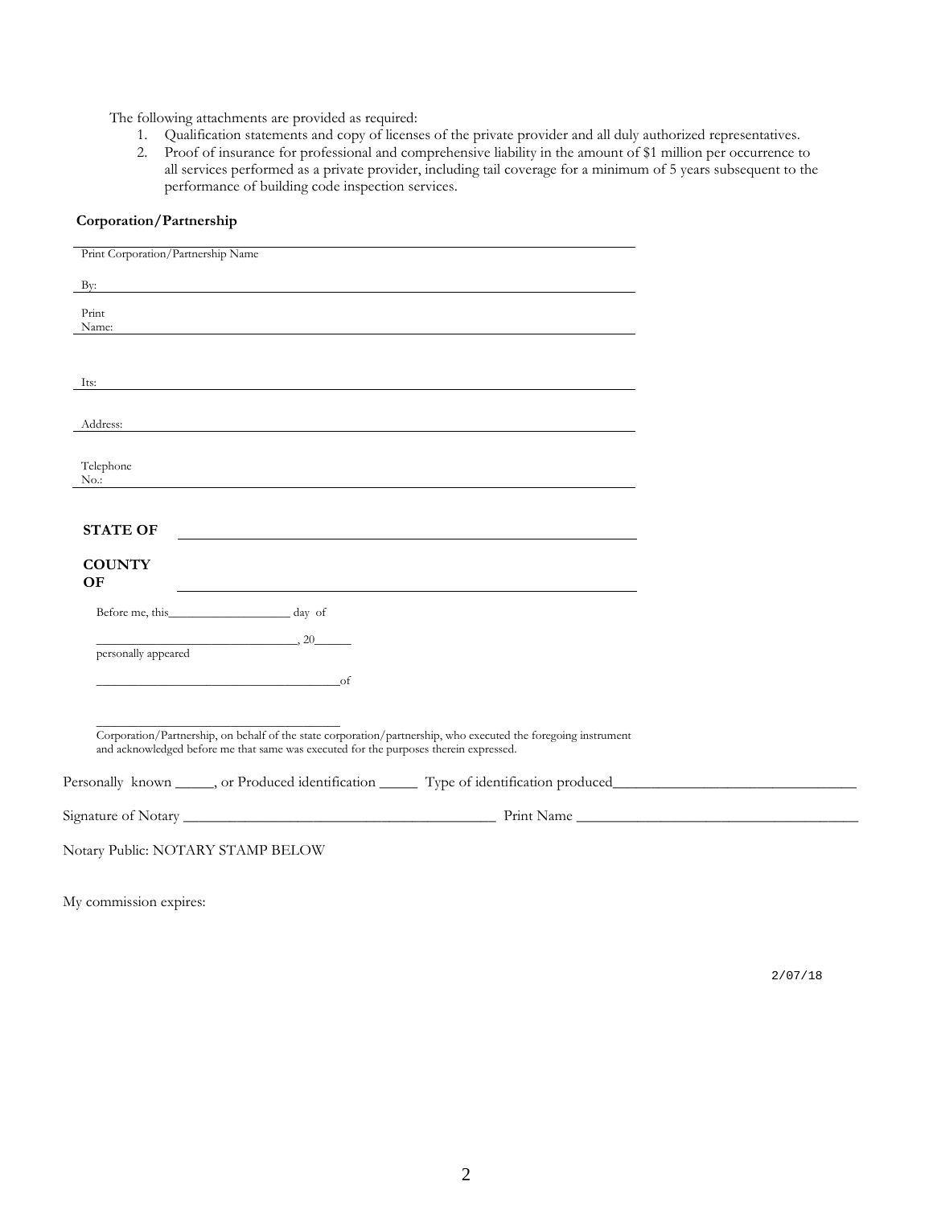The following attachments are provided as required:

1. Qualification statements and copy of licenses of the private provider and all duly authorized representatives.
2. Proof of insurance for professional and comprehensive liability in the amount of $1 million per occurrence to all services performed as a private provider, including tail coverage for a minimum of 5 years subsequent to the performance of building code inspection services.

**Corporation/Partnership**

\_\_\_\_\_\_\_\_\_\_\_\_\_\_\_\_\_\_\_\_\_\_\_\_\_\_\_\_\_\_\_\_\_\_\_\_\_\_\_\_\_\_\_\_\_\_\_\_
Print Corporation/Partnership Name

By: \_\_\_\_\_\_\_\_\_\_\_\_\_\_\_\_\_\_\_\_\_\_\_\_\_\_\_\_\_\_\_\_\_\_\_\_\_\_\_\_\_\_\_\_\_\_\_\_

Print Name: \_\_\_\_\_\_\_\_\_\_\_\_\_\_\_\_\_\_\_\_\_\_\_\_\_\_\_\_\_\_\_\_\_\_\_\_\_\_\_\_\_\_\_\_\_\_\_\_

Its: \_\_\_\_\_\_\_\_\_\_\_\_\_\_\_\_\_\_\_\_\_\_\_\_\_\_\_\_\_\_\_\_\_\_\_\_\_\_\_\_\_\_\_\_\_\_\_\_

Address: \_\_\_\_\_\_\_\_\_\_\_\_\_\_\_\_\_\_\_\_\_\_\_\_\_\_\_\_\_\_\_\_\_\_\_\_\_\_\_\_\_\_\_\_\_\_\_\_

Telephone No.: \_\_\_\_\_\_\_\_\_\_\_\_\_\_\_\_\_\_\_\_\_\_\_\_\_\_\_\_\_\_\_\_\_\_\_\_\_\_\_\_\_\_\_\_\_\_\_\_

**STATE OF** \_\_\_\_\_\_\_\_\_\_\_\_\_\_\_\_\_\_\_\_\_\_\_\_\_\_\_\_\_\_\_\_\_\_\_\_\_\_\_\_

**COUNTY OF** \_\_\_\_\_\_\_\_\_\_\_\_\_\_\_\_\_\_\_\_\_\_\_\_\_\_\_\_\_\_\_\_\_\_\_\_\_\_\_\_

Before me, this\_\_\_\_\_\_\_\_\_\_\_\_\_\_\_\_\_\_\_\_ day of

\_\_\_\_\_\_\_\_\_\_\_\_\_\_\_\_\_\_\_\_\_\_\_\_\_\_\_\_\_\_\_\_, 20\_\_\_\_\_\_
personally appeared

\_\_\_\_\_\_\_\_\_\_\_\_\_\_\_\_\_\_\_\_\_\_\_\_\_\_\_\_\_\_\_\_\_\_\_\_\_\_of

\_\_\_\_\_\_\_\_\_\_\_\_\_\_\_\_\_\_\_\_\_\_\_\_\_\_\_\_\_\_\_\_\_\_\_\_\_\_
Corporation/Partnership, on behalf of the state corporation/partnership, who executed the foregoing instrument and acknowledged before me that same was executed for the purposes therein expressed.

Personally known \_\_\_\_\_, or Produced identification \_\_\_\_\_ Type of identification produced\_\_\_\_\_\_\_\_\_\_\_\_\_\_\_\_\_\_\_\_\_\_\_\_\_\_\_\_\_\_\_\_

Signature of Notary \_\_\_\_\_\_\_\_\_\_\_\_\_\_\_\_\_\_\_\_\_\_\_\_\_\_\_\_\_\_\_\_\_\_\_\_\_\_\_\_\_\_ Print Name \_\_\_\_\_\_\_\_\_\_\_\_\_\_\_\_\_\_\_\_\_\_\_\_\_\_\_\_\_\_\_\_\_\_\_\_\_\_

Notary Public: NOTARY STAMP BELOW

My commission expires:

2/07/18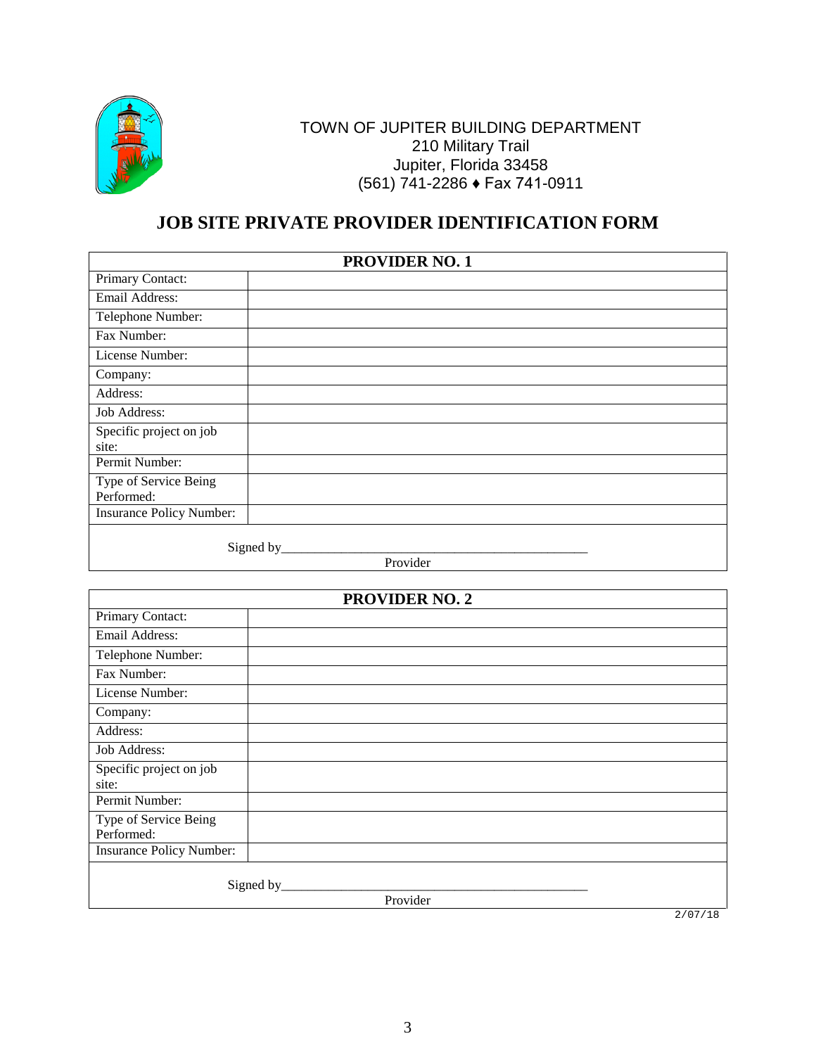TOWN OF JUPITER BUILDING DEPARTMENT
210 Military Trail
Jupiter, Florida 33458
(561) 741-2286 ♦ Fax 741-0911

# JOB SITE PRIVATE PROVIDER IDENTIFICATION FORM

| PROVIDER NO. 1 | |
|---|---|
| Primary Contact: | |
| Email Address: | |
| Telephone Number: | |
| Fax Number: | |
| License Number: | |
| Company: | |
| Address: | |
| Job Address: | |
| Specific project on job site: | |
| Permit Number: | |
| Type of Service Being Performed: | |
| Insurance Policy Number: | |

Signed by_______________________________________________
Provider

| PROVIDER NO. 2 | |
|---|---|
| Primary Contact: | |
| Email Address: | |
| Telephone Number: | |
| Fax Number: | |
| License Number: | |
| Company: | |
| Address: | |
| Job Address: | |
| Specific project on job site: | |
| Permit Number: | |
| Type of Service Being Performed: | |
| Insurance Policy Number: | |

Signed by_______________________________________________
Provider

2/07/18